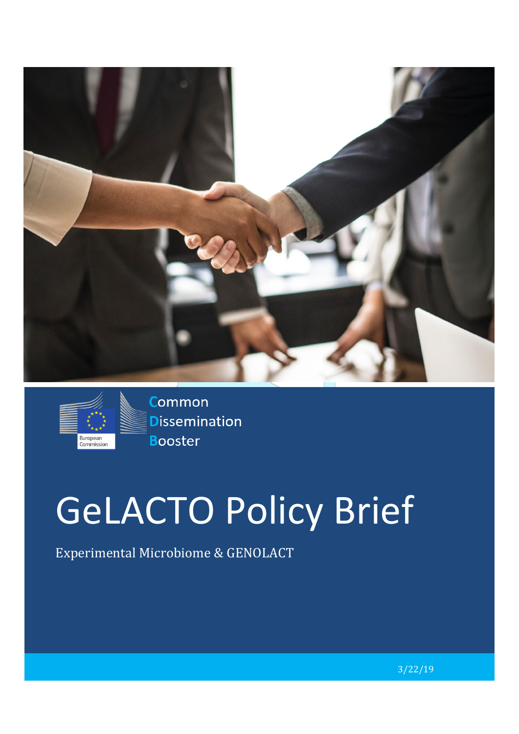Common
Dissemination
Booster

# GeLACTO Policy Brief

Experimental Microbiome & GENOLACT

3/22/19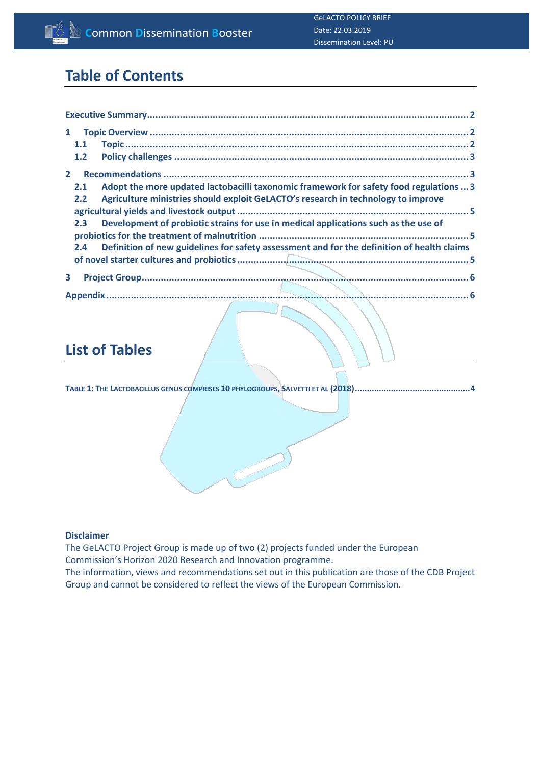# Table of Contents

Executive Summary .................................................... 2

1 Topic Overview .................................................... 2

 1.1 Topic .................................................... 2

 1.2 Policy challenges .................................................... 3

2 Recommendations .................................................... 3

 2.1 Adopt the more updated lactobacilli taxonomic framework for safety food regulations ... 3

 2.2 Agriculture ministries should exploit GeLACTO's research in technology to improve agricultural yields and livestock output .................................................... 5

 2.3 Development of probiotic strains for use in medical applications such as the use of probiotics for the treatment of malnutrition .................................................... 5

 2.4 Definition of new guidelines for safety assessment and for the definition of health claims of novel starter cultures and probiotics .................................................... 5

3 Project Group .................................................... 6

Appendix .................................................... 6

# List of Tables

TABLE 1: THE LACTOBACILLUS GENUS COMPRISES 10 PHYLOGROUPS, SALVETTI ET AL (2018) .................................................... 4

**Disclaimer**

The GeLACTO Project Group is made up of two (2) projects funded under the European Commission's Horizon 2020 Research and Innovation programme.

The information, views and recommendations set out in this publication are those of the CDB Project Group and cannot be considered to reflect the views of the European Commission.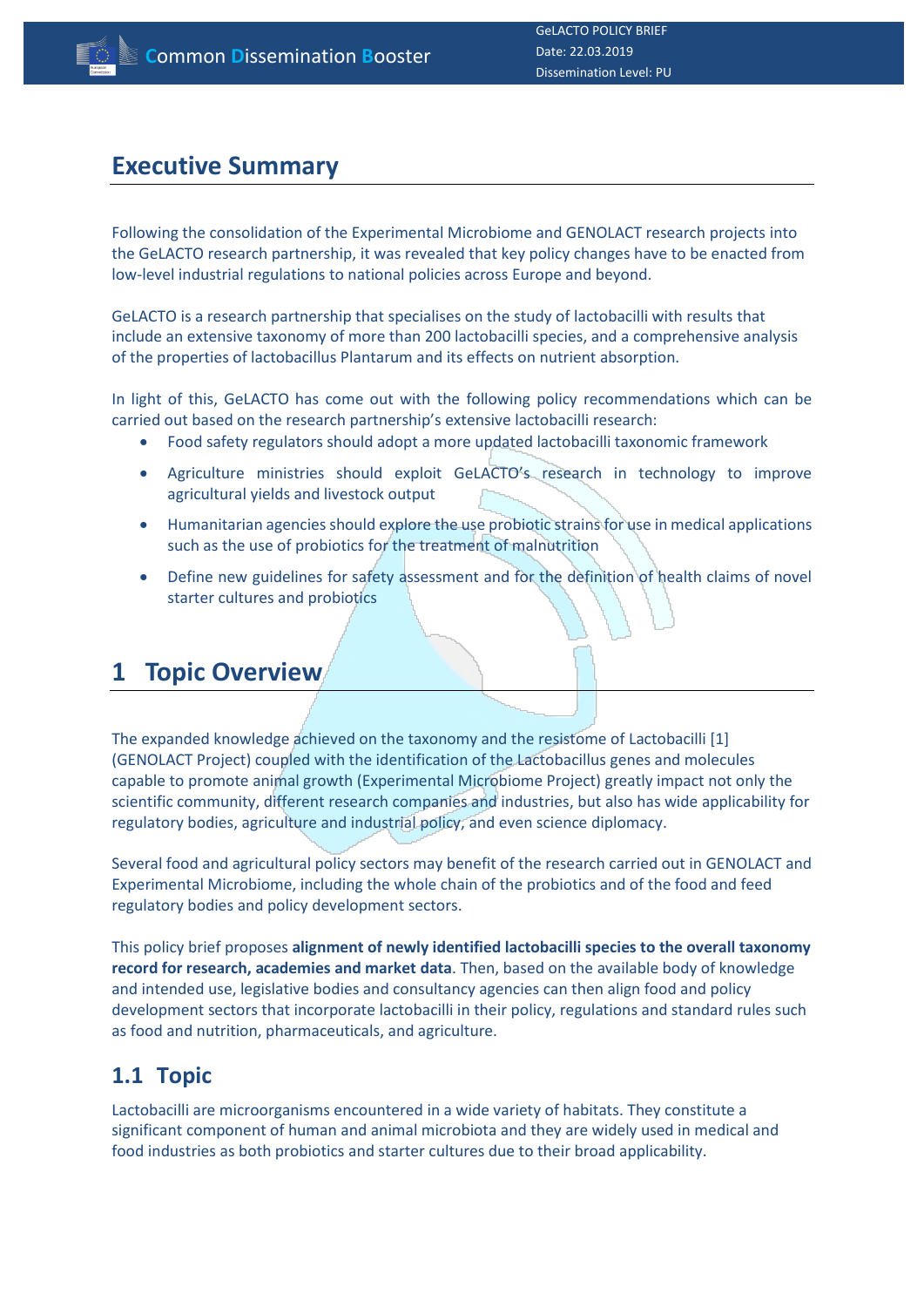# Executive Summary

Following the consolidation of the Experimental Microbiome and GENOLACT research projects into the GeLACTO research partnership, it was revealed that key policy changes have to be enacted from low-level industrial regulations to national policies across Europe and beyond.

GeLACTO is a research partnership that specialises on the study of lactobacilli with results that include an extensive taxonomy of more than 200 lactobacilli species, and a comprehensive analysis of the properties of lactobacillus Plantarum and its effects on nutrient absorption.

In light of this, GeLACTO has come out with the following policy recommendations which can be carried out based on the research partnership's extensive lactobacilli research:

- Food safety regulators should adopt a more updated lactobacilli taxonomic framework
- Agriculture ministries should exploit GeLACTO's research in technology to improve agricultural yields and livestock output
- Humanitarian agencies should explore the use probiotic strains for use in medical applications such as the use of probiotics for the treatment of malnutrition
- Define new guidelines for safety assessment and for the definition of health claims of novel starter cultures and probiotics

# 1 Topic Overview

The expanded knowledge achieved on the taxonomy and the resistome of Lactobacilli [1] (GENOLACT Project) coupled with the identification of the Lactobacillus genes and molecules capable to promote animal growth (Experimental Microbiome Project) greatly impact not only the scientific community, different research companies and industries, but also has wide applicability for regulatory bodies, agriculture and industrial policy, and even science diplomacy.

Several food and agricultural policy sectors may benefit of the research carried out in GENOLACT and Experimental Microbiome, including the whole chain of the probiotics and of the food and feed regulatory bodies and policy development sectors.

This policy brief proposes **alignment of newly identified lactobacilli species to the overall taxonomy record for research, academies and market data**. Then, based on the available body of knowledge and intended use, legislative bodies and consultancy agencies can then align food and policy development sectors that incorporate lactobacilli in their policy, regulations and standard rules such as food and nutrition, pharmaceuticals, and agriculture.

## 1.1 Topic

Lactobacilli are microorganisms encountered in a wide variety of habitats. They constitute a significant component of human and animal microbiota and they are widely used in medical and food industries as both probiotics and starter cultures due to their broad applicability.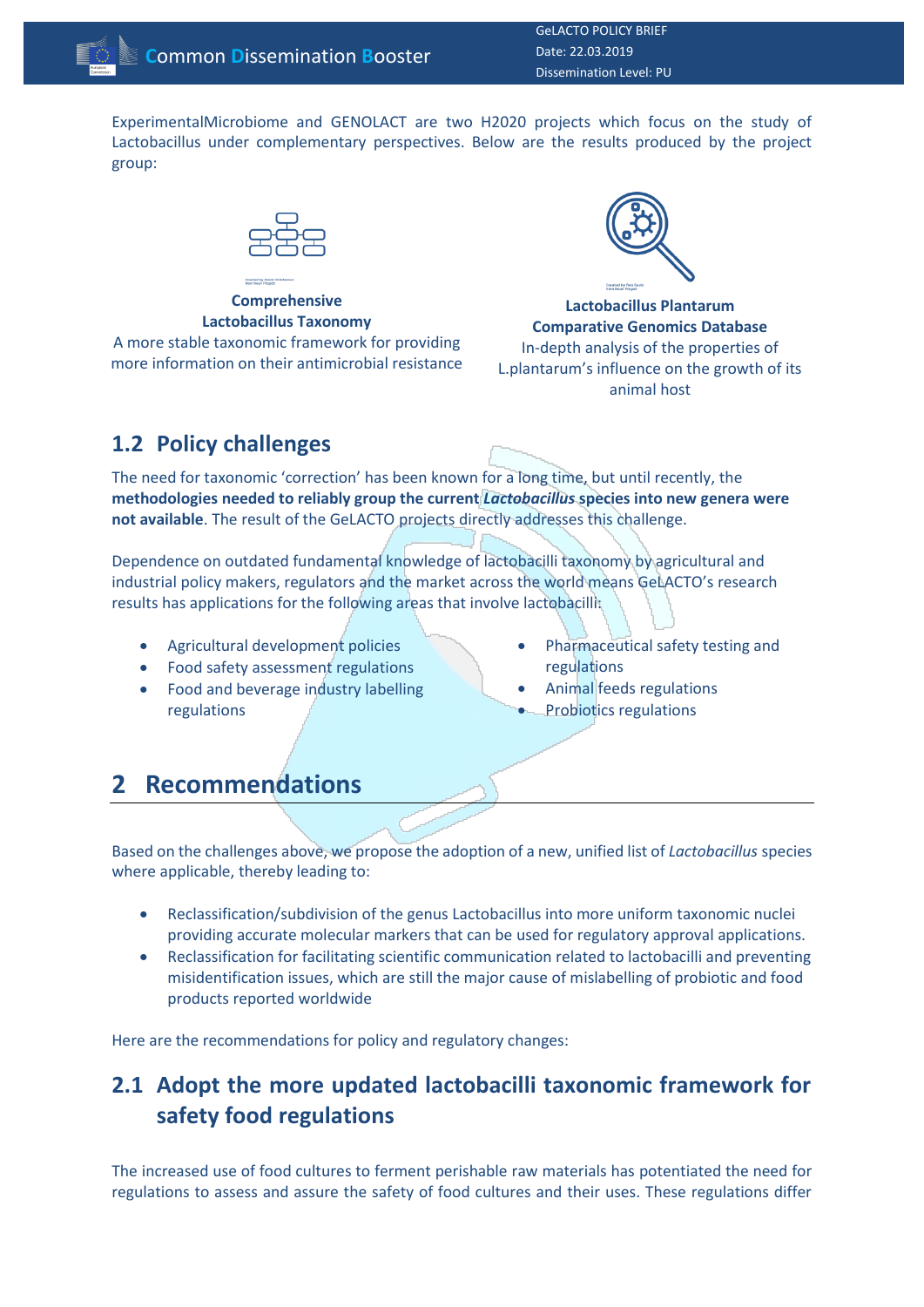ExperimentalMicrobiome and GENOLACT are two H2020 projects which focus on the study of Lactobacillus under complementary perspectives. Below are the results produced by the project group:

**Comprehensive Lactobacillus Taxonomy**
A more stable taxonomic framework for providing more information on their antimicrobial resistance

**Lactobacillus Plantarum Comparative Genomics Database**
In-depth analysis of the properties of L.plantarum's influence on the growth of its animal host

## 1.2 Policy challenges

The need for taxonomic 'correction' has been known for a long time, but until recently, the **methodologies needed to reliably group the current *Lactobacillus* species into new genera were not available**. The result of the GeLACTO projects directly addresses this challenge.

Dependence on outdated fundamental knowledge of lactobacilli taxonomy by agricultural and industrial policy makers, regulators and the market across the world means GeLACTO's research results has applications for the following areas that involve lactobacilli:

- Agricultural development policies
- Food safety assessment regulations
- Food and beverage industry labelling regulations
- Pharmaceutical safety testing and regulations
- Animal feeds regulations
- Probiotics regulations

# 2 Recommendations

Based on the challenges above, we propose the adoption of a new, unified list of *Lactobacillus* species where applicable, thereby leading to:

- Reclassification/subdivision of the genus Lactobacillus into more uniform taxonomic nuclei providing accurate molecular markers that can be used for regulatory approval applications.
- Reclassification for facilitating scientific communication related to lactobacilli and preventing misidentification issues, which are still the major cause of mislabelling of probiotic and food products reported worldwide

Here are the recommendations for policy and regulatory changes:

## 2.1 Adopt the more updated lactobacilli taxonomic framework for safety food regulations

The increased use of food cultures to ferment perishable raw materials has potentiated the need for regulations to assess and assure the safety of food cultures and their uses. These regulations differ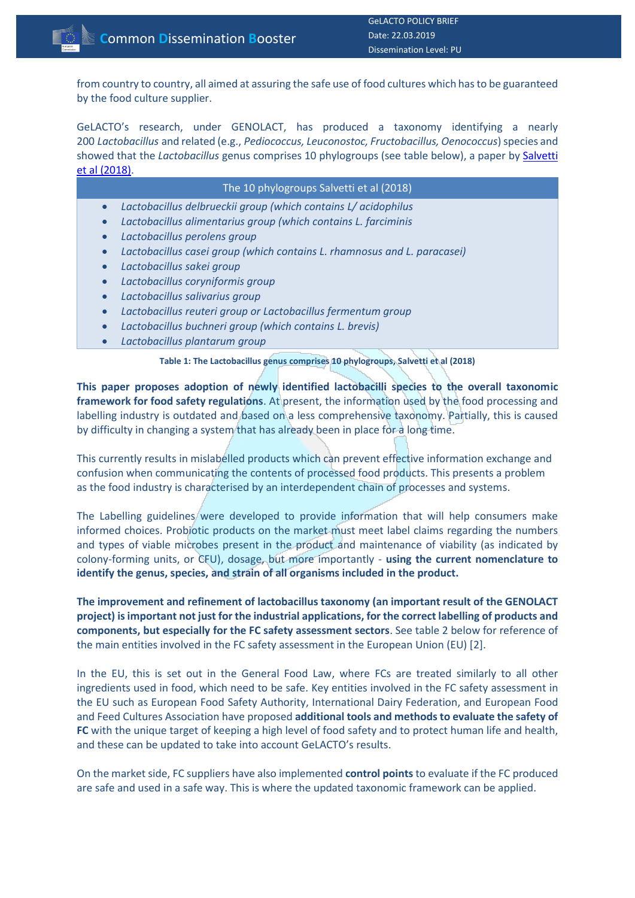from country to country, all aimed at assuring the safe use of food cultures which has to be guaranteed by the food culture supplier.

GeLACTO's research, under GENOLACT, has produced a taxonomy identifying a nearly 200 *Lactobacillus* and related (e.g., *Pediococcus, Leuconostoc, Fructobacillus, Oenococcus*) species and showed that the *Lactobacillus* genus comprises 10 phylogroups (see table below), a paper by [Salvetti et al (2018)](#).

| The 10 phylogroups Salvetti et al (2018) |
|---|
| • *Lactobacillus delbrueckii group (which contains L/ acidophilus*<br>• *Lactobacillus alimentarius group (which contains L. farciminis*<br>• *Lactobacillus perolens group*<br>• *Lactobacillus casei group (which contains L. rhamnosus and L. paracasei)*<br>• *Lactobacillus sakei group*<br>• *Lactobacillus coryniformis group*<br>• *Lactobacillus salivarius group*<br>• *Lactobacillus reuteri group or Lactobacillus fermentum group*<br>• *Lactobacillus buchneri group (which contains L. brevis)*<br>• *Lactobacillus plantarum group* |

**Table 1: The Lactobacillus genus comprises 10 phylogroups, Salvetti et al (2018)**

**This paper proposes adoption of newly identified lactobacilli species to the overall taxonomic framework for food safety regulations**. At present, the information used by the food processing and labelling industry is outdated and based on a less comprehensive taxonomy. Partially, this is caused by difficulty in changing a system that has already been in place for a long time.

This currently results in mislabelled products which can prevent effective information exchange and confusion when communicating the contents of processed food products. This presents a problem as the food industry is characterised by an interdependent chain of processes and systems.

The Labelling guidelines were developed to provide information that will help consumers make informed choices. Probiotic products on the market must meet label claims regarding the numbers and types of viable microbes present in the product and maintenance of viability (as indicated by colony-forming units, or CFU), dosage, but more importantly - **using the current nomenclature to identify the genus, species, and strain of all organisms included in the product.**

**The improvement and refinement of lactobacillus taxonomy (an important result of the GENOLACT project) is important not just for the industrial applications, for the correct labelling of products and components, but especially for the FC safety assessment sectors**. See table 2 below for reference of the main entities involved in the FC safety assessment in the European Union (EU) [2].

In the EU, this is set out in the General Food Law, where FCs are treated similarly to all other ingredients used in food, which need to be safe. Key entities involved in the FC safety assessment in the EU such as European Food Safety Authority, International Dairy Federation, and European Food and Feed Cultures Association have proposed **additional tools and methods to evaluate the safety of FC** with the unique target of keeping a high level of food safety and to protect human life and health, and these can be updated to take into account GeLACTO's results.

On the market side, FC suppliers have also implemented **control points** to evaluate if the FC produced are safe and used in a safe way. This is where the updated taxonomic framework can be applied.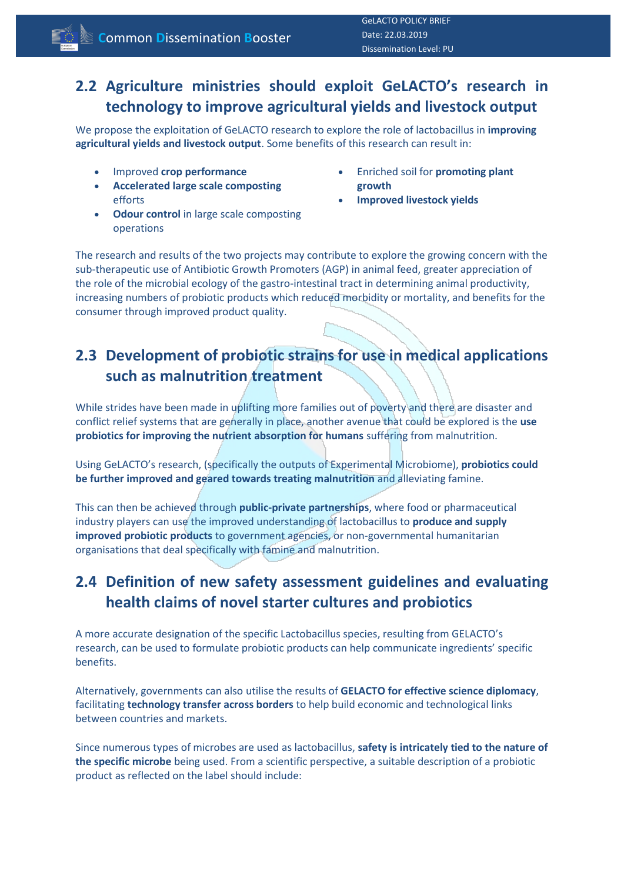## 2.2 Agriculture ministries should exploit GeLACTO's research in technology to improve agricultural yields and livestock output

We propose the exploitation of GeLACTO research to explore the role of lactobacillus in **improving agricultural yields and livestock output**. Some benefits of this research can result in:

- Improved **crop performance**
- **Accelerated large scale composting** efforts
- **Odour control** in large scale composting operations
- Enriched soil for **promoting plant growth**
- **Improved livestock yields**

The research and results of the two projects may contribute to explore the growing concern with the sub-therapeutic use of Antibiotic Growth Promoters (AGP) in animal feed, greater appreciation of the role of the microbial ecology of the gastro-intestinal tract in determining animal productivity, increasing numbers of probiotic products which reduced morbidity or mortality, and benefits for the consumer through improved product quality.

## 2.3 Development of probiotic strains for use in medical applications such as malnutrition treatment

While strides have been made in uplifting more families out of poverty and there are disaster and conflict relief systems that are generally in place, another avenue that could be explored is the **use probiotics for improving the nutrient absorption for humans** suffering from malnutrition.

Using GeLACTO's research, (specifically the outputs of Experimental Microbiome), **probiotics could be further improved and geared towards treating malnutrition** and alleviating famine.

This can then be achieved through **public-private partnerships**, where food or pharmaceutical industry players can use the improved understanding of lactobacillus to **produce and supply improved probiotic products** to government agencies, or non-governmental humanitarian organisations that deal specifically with famine and malnutrition.

## 2.4 Definition of new safety assessment guidelines and evaluating health claims of novel starter cultures and probiotics

A more accurate designation of the specific Lactobacillus species, resulting from GELACTO's research, can be used to formulate probiotic products can help communicate ingredients' specific benefits.

Alternatively, governments can also utilise the results of **GELACTO for effective science diplomacy**, facilitating **technology transfer across borders** to help build economic and technological links between countries and markets.

Since numerous types of microbes are used as lactobacillus, **safety is intricately tied to the nature of the specific microbe** being used. From a scientific perspective, a suitable description of a probiotic product as reflected on the label should include: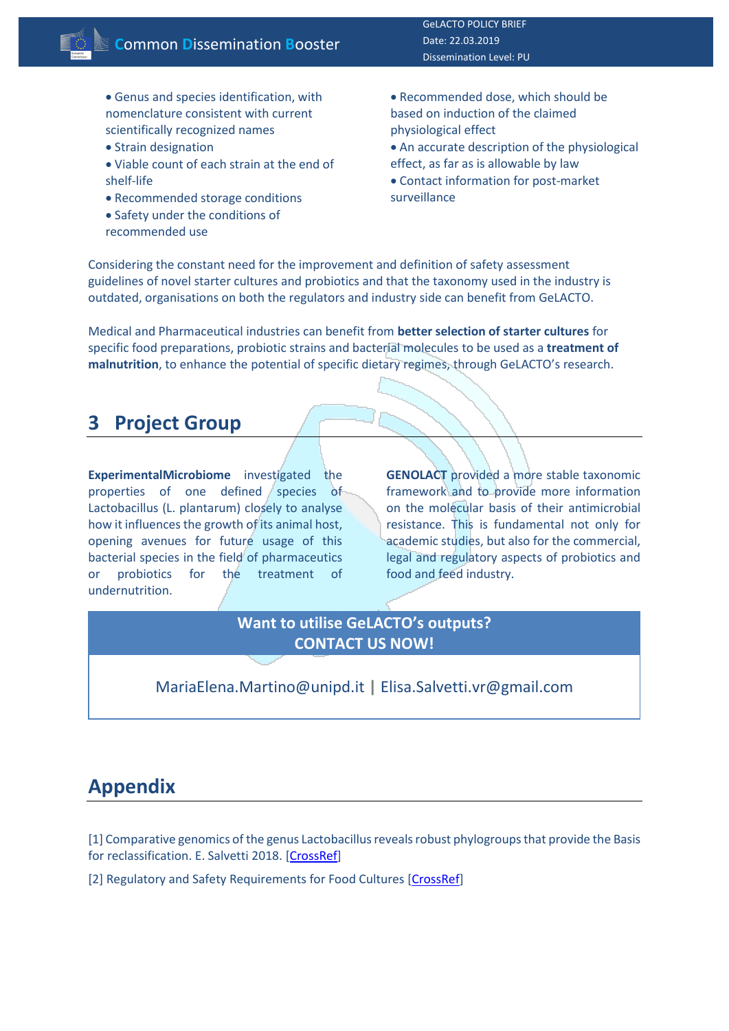- Genus and species identification, with nomenclature consistent with current scientifically recognized names
- Strain designation
- Viable count of each strain at the end of shelf-life
- Recommended storage conditions
- Safety under the conditions of recommended use
- Recommended dose, which should be based on induction of the claimed physiological effect
- An accurate description of the physiological effect, as far as is allowable by law
- Contact information for post-market surveillance

Considering the constant need for the improvement and definition of safety assessment guidelines of novel starter cultures and probiotics and that the taxonomy used in the industry is outdated, organisations on both the regulators and industry side can benefit from GeLACTO.

Medical and Pharmaceutical industries can benefit from **better selection of starter cultures** for specific food preparations, probiotic strains and bacterial molecules to be used as a **treatment of malnutrition**, to enhance the potential of specific dietary regimes, through GeLACTO's research.

## 3 Project Group

**ExperimentalMicrobiome** investigated the properties of one defined species of Lactobacillus (L. plantarum) closely to analyse how it influences the growth of its animal host, opening avenues for future usage of this bacterial species in the field of pharmaceutics or probiotics for the treatment of undernutrition.

**GENOLACT** provided a more stable taxonomic framework and to provide more information on the molecular basis of their antimicrobial resistance. This is fundamental not only for academic studies, but also for the commercial, legal and regulatory aspects of probiotics and food and feed industry.

**Want to utilise GeLACTO's outputs?**
**CONTACT US NOW!**

MariaElena.Martino@unipd.it | Elisa.Salvetti.vr@gmail.com

# Appendix

[1] Comparative genomics of the genus Lactobacillus reveals robust phylogroups that provide the Basis for reclassification. E. Salvetti 2018. [CrossRef]

[2] Regulatory and Safety Requirements for Food Cultures [CrossRef]